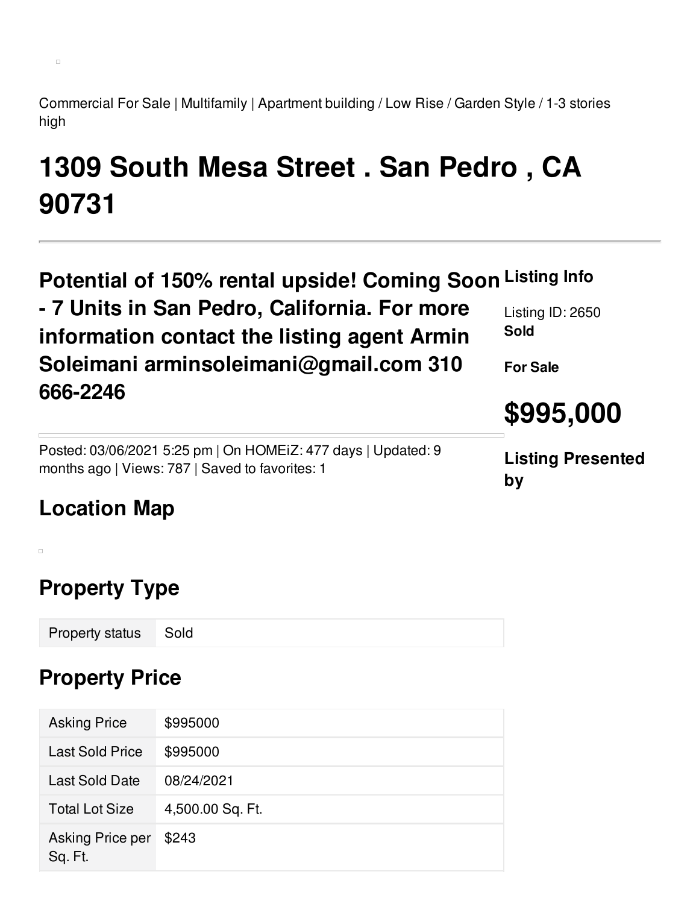Commercial For Sale | Multifamily | Apartment building / Low Rise / Garden Style / 1-3 stories high

# 1309 South Mesa Street . San Pedro , CA 90731

## Potential of 150% rental upside! Coming Soon - 7 Units in San Pedro, California. For more information contact the listing agent Armin Soleimani arminsoleimani@gmail.com 310 666-2246

Posted: 03/06/2021 5:25 pm | On HOMEiZ: 477 days | Updated: 9 months ago | Views: 787 | Saved to favorites: 1

### Listing Info

Listing ID: 2650
**Sold**

**For Sale**

## $995,000

### Listing Presented by

## Location Map

## Property Type

| Property status | Sold |
|---|---|

## Property Price

| Asking Price | $995000 |
|---|---|
| Last Sold Price | $995000 |
| Last Sold Date | 08/24/2021 |
| Total Lot Size | 4,500.00 Sq. Ft. |
| Asking Price per Sq. Ft. | $243 |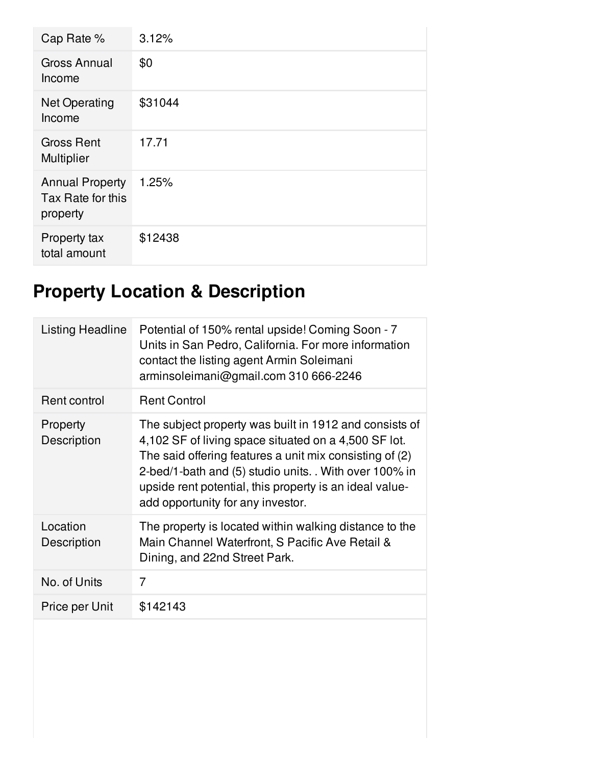| | |
|---|---|
| Cap Rate % | 3.12% |
| Gross Annual Income | $0 |
| Net Operating Income | $31044 |
| Gross Rent Multiplier | 17.71 |
| Annual Property Tax Rate for this property | 1.25% |
| Property tax total amount | $12438 |

## Property Location & Description

| | |
|---|---|
| Listing Headline | Potential of 150% rental upside! Coming Soon - 7 Units in San Pedro, California. For more information contact the listing agent Armin Soleimani arminsoleimani@gmail.com 310 666-2246 |
| Rent control | Rent Control |
| Property Description | The subject property was built in 1912 and consists of 4,102 SF of living space situated on a 4,500 SF lot. The said offering features a unit mix consisting of (2) 2-bed/1-bath and (5) studio units. . With over 100% in upside rent potential, this property is an ideal value-add opportunity for any investor. |
| Location Description | The property is located within walking distance to the Main Channel Waterfront, S Pacific Ave Retail & Dining, and 22nd Street Park. |
| No. of Units | 7 |
| Price per Unit | $142143 |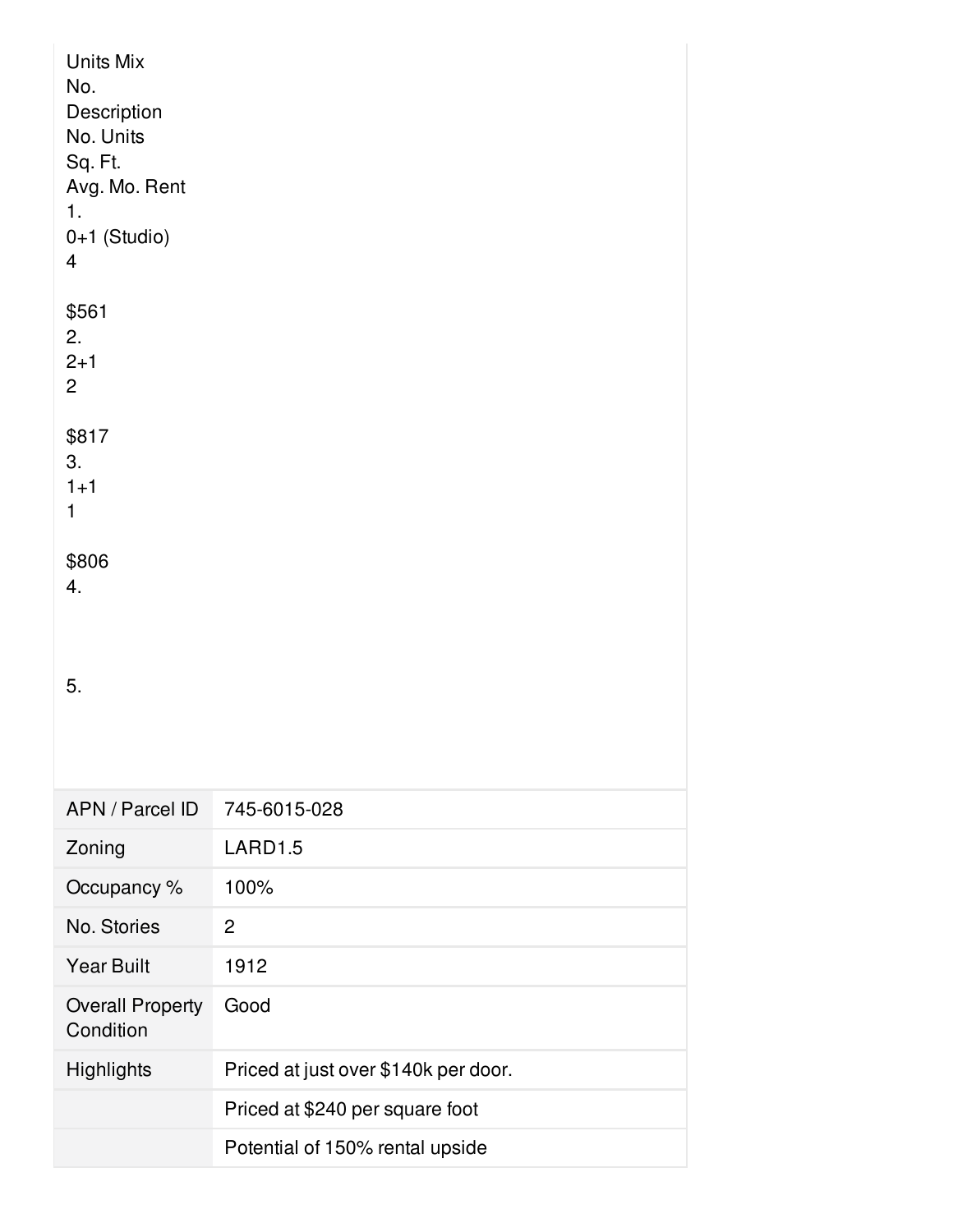## Units Mix

| No. | Description | No. Units | Sq. Ft. | Avg. Mo. Rent |
|---|---|---|---|---|
| 1. | 0+1 (Studio) | 4 | | $561 |
| 2. | 2+1 | 2 | | $817 |
| 3. | 1+1 | 1 | | $806 |
| 4. | | | | |
| 5. | | | | |

| | |
|---|---|
| APN / Parcel ID | 745-6015-028 |
| Zoning | LARD1.5 |
| Occupancy % | 100% |
| No. Stories | 2 |
| Year Built | 1912 |
| Overall Property Condition | Good |
| Highlights | Priced at just over $140k per door. |
| | Priced at $240 per square foot |
| | Potential of 150% rental upside |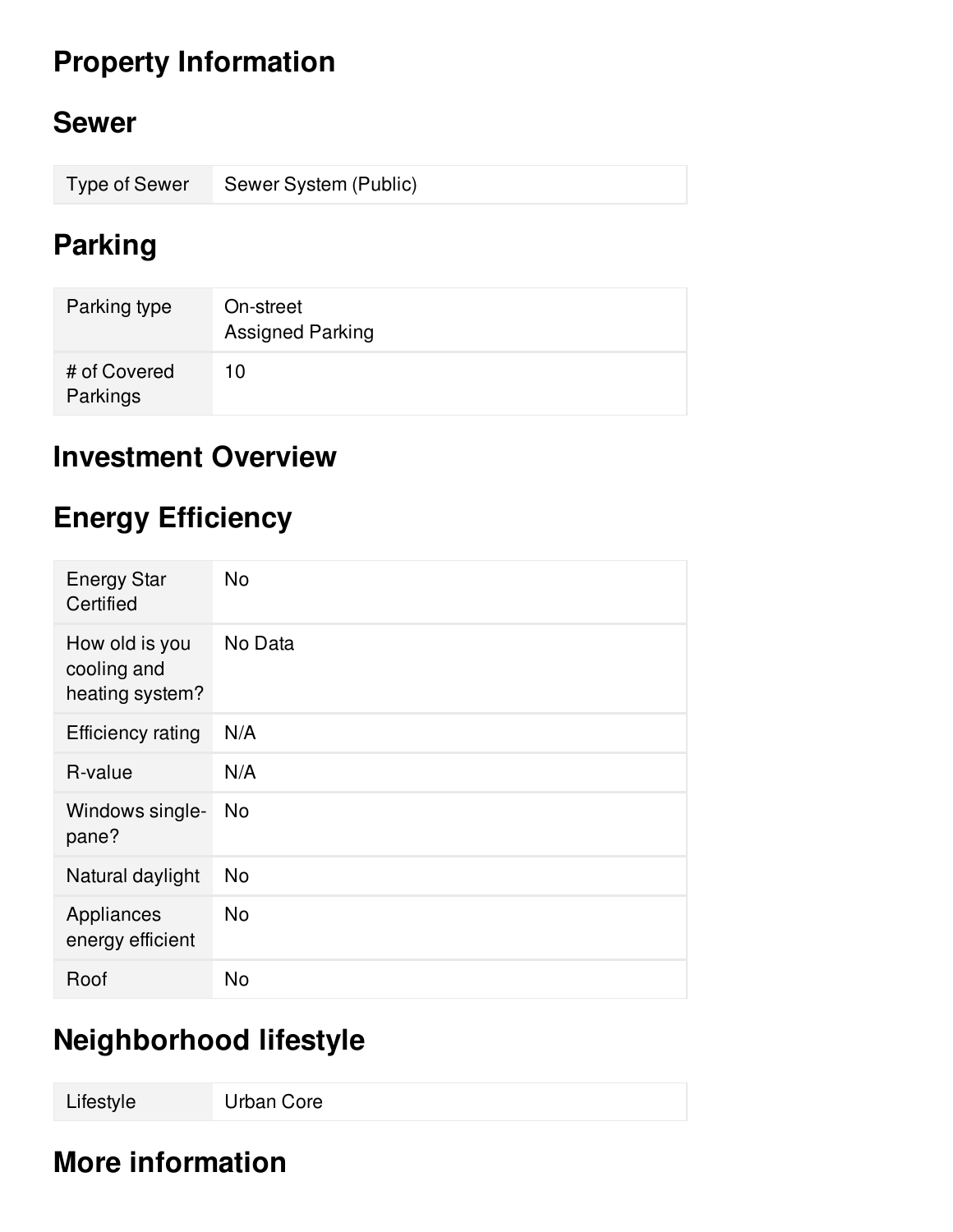# Property Information

## Sewer

| | |
|---|---|
| Type of Sewer | Sewer System (Public) |

## Parking

| | |
|---|---|
| Parking type | On-street<br>Assigned Parking |
| # of Covered Parkings | 10 |

## Investment Overview

## Energy Efficiency

| | |
|---|---|
| Energy Star Certified | No |
| How old is you cooling and heating system? | No Data |
| Efficiency rating | N/A |
| R-value | N/A |
| Windows single-pane? | No |
| Natural daylight | No |
| Appliances energy efficient | No |
| Roof | No |

## Neighborhood lifestyle

| | |
|---|---|
| Lifestyle | Urban Core |

## More information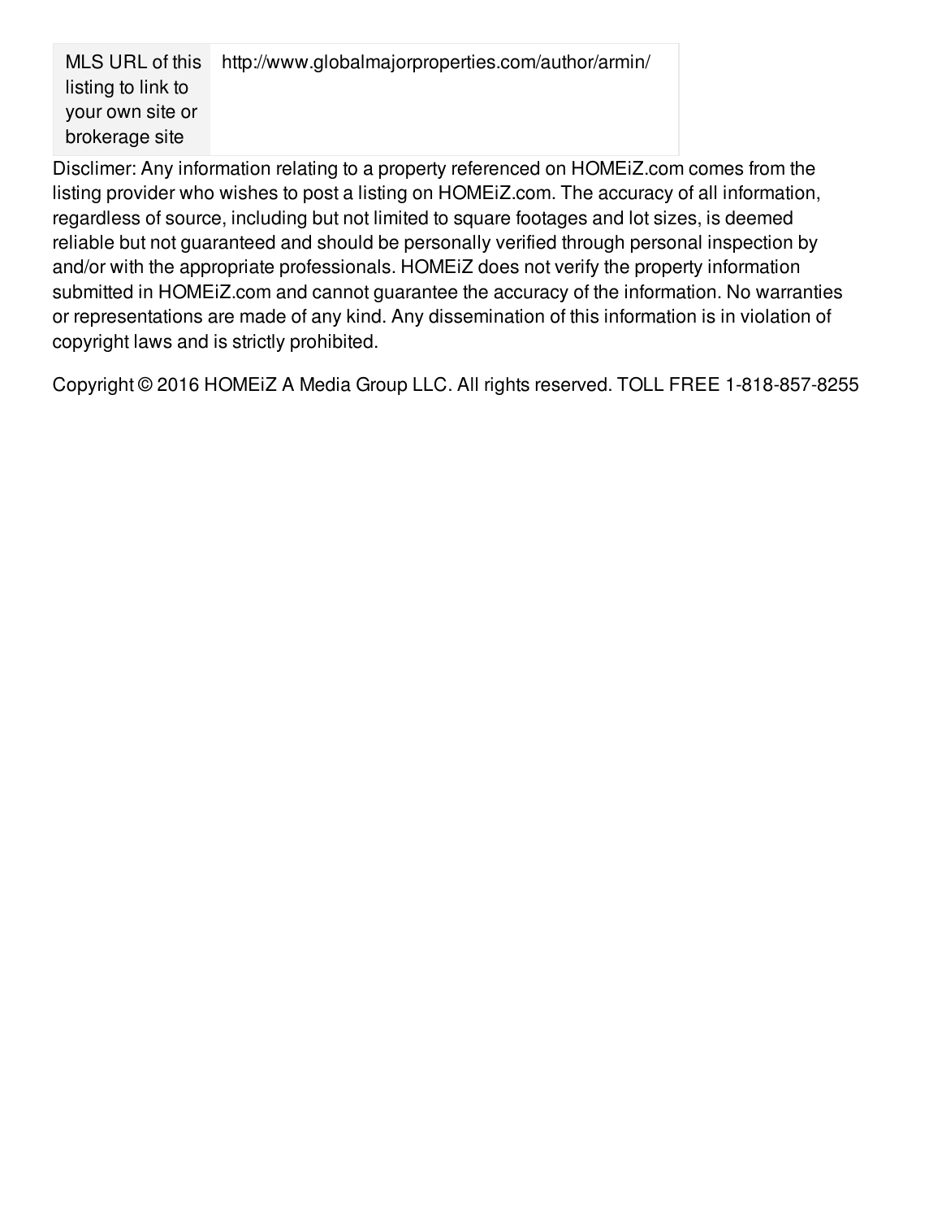| | |
|---|---|
| MLS URL of this listing to link to your own site or brokerage site | http://www.globalmajorproperties.com/author/armin/ |

Disclimer: Any information relating to a property referenced on HOMEiZ.com comes from the listing provider who wishes to post a listing on HOMEiZ.com. The accuracy of all information, regardless of source, including but not limited to square footages and lot sizes, is deemed reliable but not guaranteed and should be personally verified through personal inspection by and/or with the appropriate professionals. HOMEiZ does not verify the property information submitted in HOMEiZ.com and cannot guarantee the accuracy of the information. No warranties or representations are made of any kind. Any dissemination of this information is in violation of copyright laws and is strictly prohibited.

Copyright © 2016 HOMEiZ A Media Group LLC. All rights reserved. TOLL FREE 1-818-857-8255